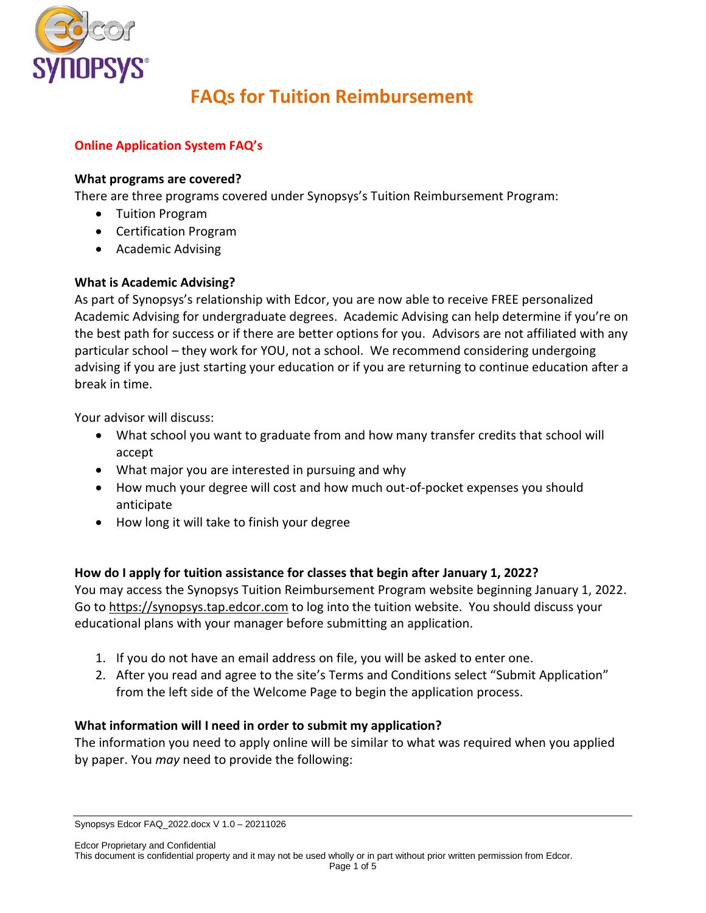# FAQs for Tuition Reimbursement

## Online Application System FAQ's

**What programs are covered?**

There are three programs covered under Synopsys's Tuition Reimbursement Program:

- Tuition Program
- Certification Program
- Academic Advising

**What is Academic Advising?**

As part of Synopsys's relationship with Edcor, you are now able to receive FREE personalized Academic Advising for undergraduate degrees. Academic Advising can help determine if you're on the best path for success or if there are better options for you. Advisors are not affiliated with any particular school – they work for YOU, not a school. We recommend considering undergoing advising if you are just starting your education or if you are returning to continue education after a break in time.

Your advisor will discuss:

- What school you want to graduate from and how many transfer credits that school will accept
- What major you are interested in pursuing and why
- How much your degree will cost and how much out-of-pocket expenses you should anticipate
- How long it will take to finish your degree

**How do I apply for tuition assistance for classes that begin after January 1, 2022?**

You may access the Synopsys Tuition Reimbursement Program website beginning January 1, 2022. Go to https://synopsys.tap.edcor.com to log into the tuition website. You should discuss your educational plans with your manager before submitting an application.

1. If you do not have an email address on file, you will be asked to enter one.
2. After you read and agree to the site's Terms and Conditions select "Submit Application" from the left side of the Welcome Page to begin the application process.

**What information will I need in order to submit my application?**

The information you need to apply online will be similar to what was required when you applied by paper. You *may* need to provide the following: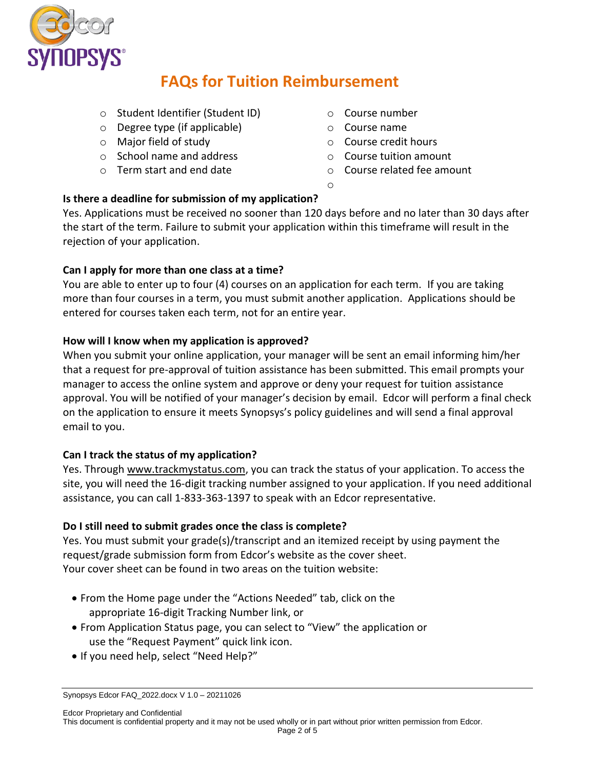# FAQs for Tuition Reimbursement

- Student Identifier (Student ID)
- Degree type (if applicable)
- Major field of study
- School name and address
- Term start and end date
- Course number
- Course name
- Course credit hours
- Course tuition amount
- Course related fee amount

**Is there a deadline for submission of my application?**

Yes. Applications must be received no sooner than 120 days before and no later than 30 days after the start of the term. Failure to submit your application within this timeframe will result in the rejection of your application.

**Can I apply for more than one class at a time?**

You are able to enter up to four (4) courses on an application for each term. If you are taking more than four courses in a term, you must submit another application. Applications should be entered for courses taken each term, not for an entire year.

**How will I know when my application is approved?**

When you submit your online application, your manager will be sent an email informing him/her that a request for pre-approval of tuition assistance has been submitted. This email prompts your manager to access the online system and approve or deny your request for tuition assistance approval. You will be notified of your manager's decision by email. Edcor will perform a final check on the application to ensure it meets Synopsys's policy guidelines and will send a final approval email to you.

**Can I track the status of my application?**

Yes. Through www.trackmystatus.com, you can track the status of your application. To access the site, you will need the 16-digit tracking number assigned to your application. If you need additional assistance, you can call 1-833-363-1397 to speak with an Edcor representative.

**Do I still need to submit grades once the class is complete?**

Yes. You must submit your grade(s)/transcript and an itemized receipt by using payment the request/grade submission form from Edcor's website as the cover sheet.
Your cover sheet can be found in two areas on the tuition website:

- From the Home page under the "Actions Needed" tab, click on the appropriate 16-digit Tracking Number link, or
- From Application Status page, you can select to "View" the application or use the "Request Payment" quick link icon.
- If you need help, select "Need Help?"

Synopsys Edcor FAQ_2022.docx V 1.0 – 20211026

Edcor Proprietary and Confidential
This document is confidential property and it may not be used wholly or in part without prior written permission from Edcor.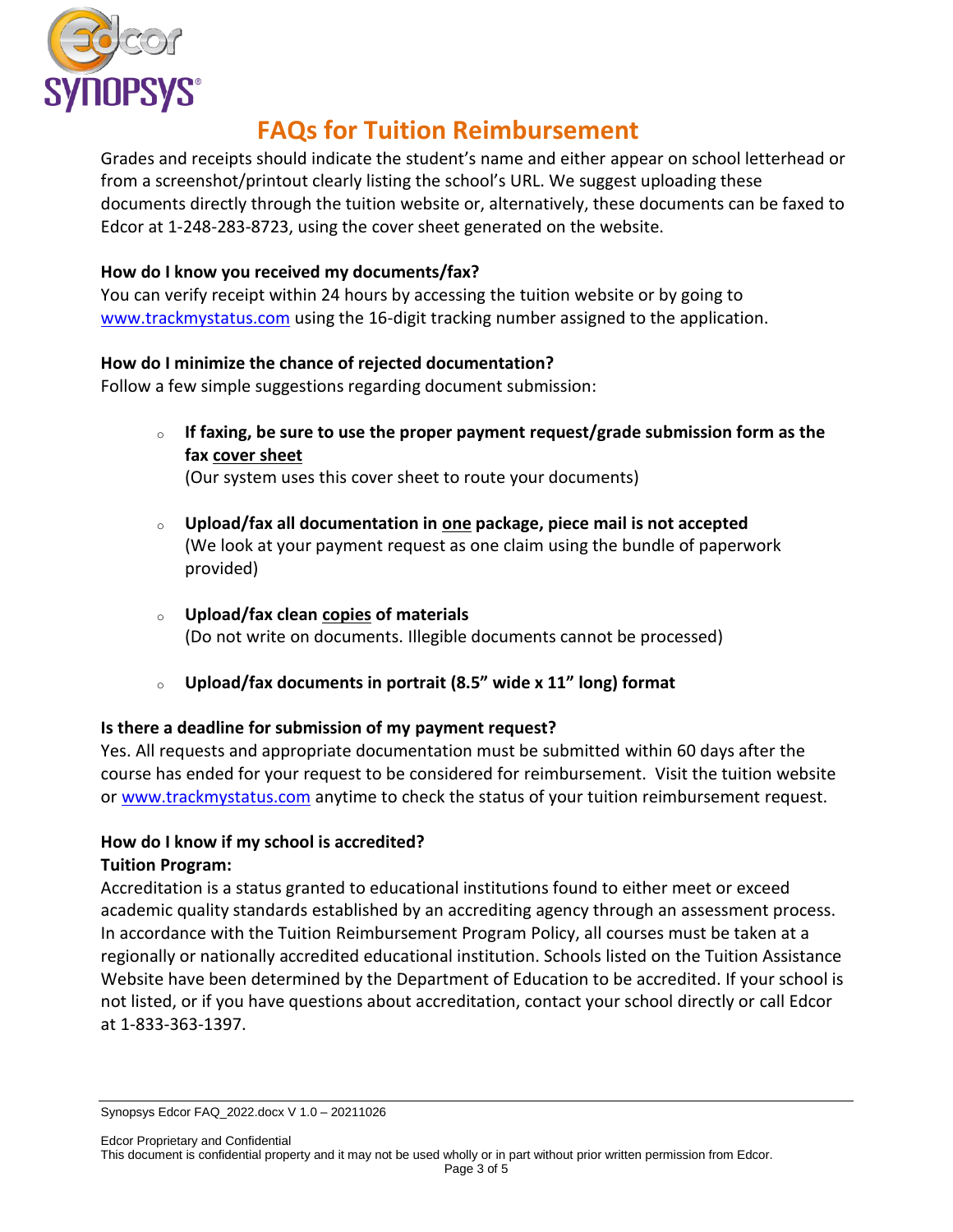# FAQs for Tuition Reimbursement

Grades and receipts should indicate the student's name and either appear on school letterhead or from a screenshot/printout clearly listing the school's URL. We suggest uploading these documents directly through the tuition website or, alternatively, these documents can be faxed to Edcor at 1-248-283-8723, using the cover sheet generated on the website.

**How do I know you received my documents/fax?**

You can verify receipt within 24 hours by accessing the tuition website or by going to www.trackmystatus.com using the 16-digit tracking number assigned to the application.

**How do I minimize the chance of rejected documentation?**

Follow a few simple suggestions regarding document submission:

- **If faxing, be sure to use the proper payment request/grade submission form as the fax cover sheet**
  (Our system uses this cover sheet to route your documents)
- **Upload/fax all documentation in one package, piece mail is not accepted**
  (We look at your payment request as one claim using the bundle of paperwork provided)
- **Upload/fax clean copies of materials**
  (Do not write on documents. Illegible documents cannot be processed)
- **Upload/fax documents in portrait (8.5" wide x 11" long) format**

**Is there a deadline for submission of my payment request?**

Yes. All requests and appropriate documentation must be submitted within 60 days after the course has ended for your request to be considered for reimbursement. Visit the tuition website or www.trackmystatus.com anytime to check the status of your tuition reimbursement request.

**How do I know if my school is accredited?**

**Tuition Program:**

Accreditation is a status granted to educational institutions found to either meet or exceed academic quality standards established by an accrediting agency through an assessment process. In accordance with the Tuition Reimbursement Program Policy, all courses must be taken at a regionally or nationally accredited educational institution. Schools listed on the Tuition Assistance Website have been determined by the Department of Education to be accredited. If your school is not listed, or if you have questions about accreditation, contact your school directly or call Edcor at 1-833-363-1397.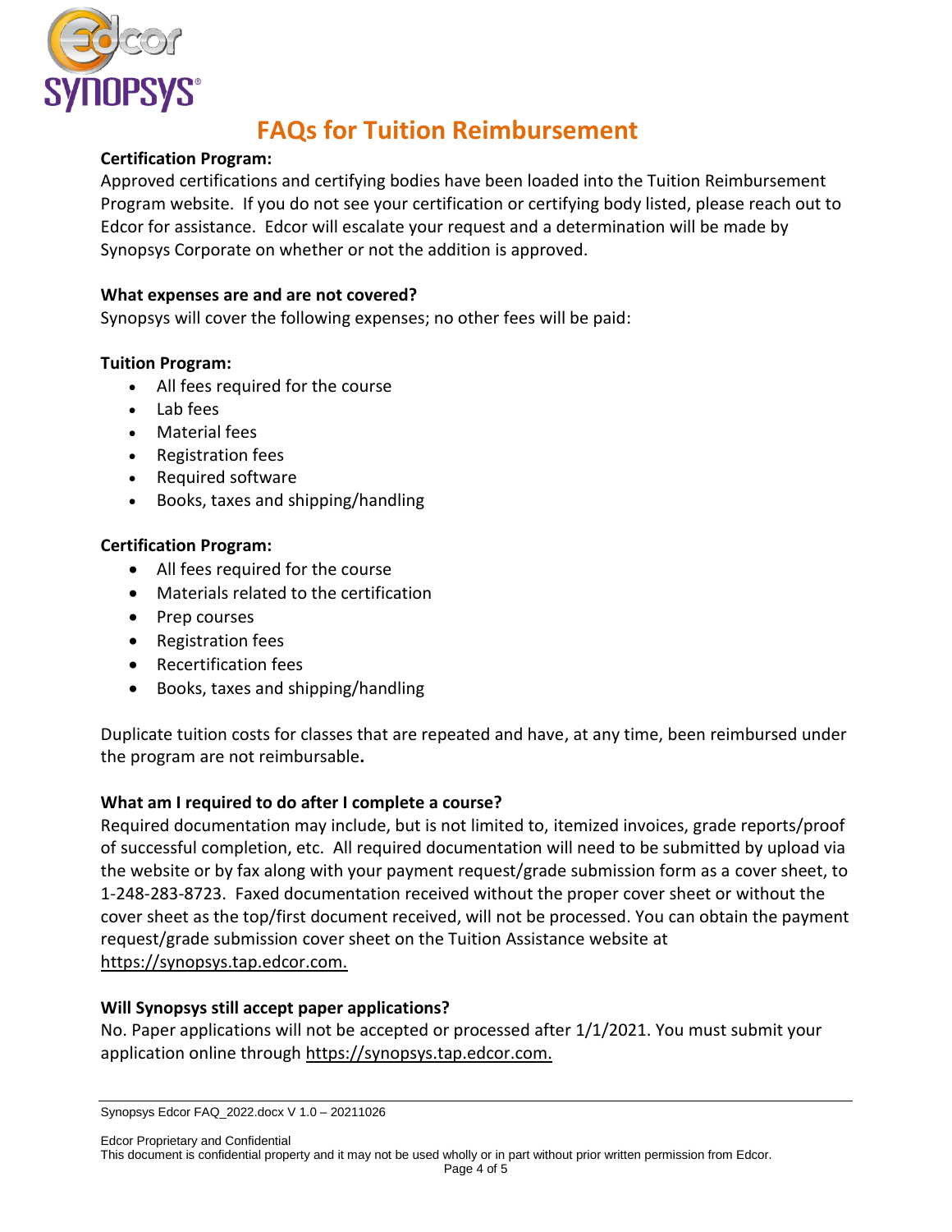# FAQs for Tuition Reimbursement

**Certification Program:**

Approved certifications and certifying bodies have been loaded into the Tuition Reimbursement Program website. If you do not see your certification or certifying body listed, please reach out to Edcor for assistance. Edcor will escalate your request and a determination will be made by Synopsys Corporate on whether or not the addition is approved.

**What expenses are and are not covered?**

Synopsys will cover the following expenses; no other fees will be paid:

**Tuition Program:**

- All fees required for the course
- Lab fees
- Material fees
- Registration fees
- Required software
- Books, taxes and shipping/handling

**Certification Program:**

- All fees required for the course
- Materials related to the certification
- Prep courses
- Registration fees
- Recertification fees
- Books, taxes and shipping/handling

Duplicate tuition costs for classes that are repeated and have, at any time, been reimbursed under the program are not reimbursable**.**

**What am I required to do after I complete a course?**

Required documentation may include, but is not limited to, itemized invoices, grade reports/proof of successful completion, etc. All required documentation will need to be submitted by upload via the website or by fax along with your payment request/grade submission form as a cover sheet, to 1-248-283-8723. Faxed documentation received without the proper cover sheet or without the cover sheet as the top/first document received, will not be processed. You can obtain the payment request/grade submission cover sheet on the Tuition Assistance website at https://synopsys.tap.edcor.com.

**Will Synopsys still accept paper applications?**

No. Paper applications will not be accepted or processed after 1/1/2021. You must submit your application online through https://synopsys.tap.edcor.com.

Synopsys Edcor FAQ_2022.docx V 1.0 – 20211026

Edcor Proprietary and Confidential
This document is confidential property and it may not be used wholly or in part without prior written permission from Edcor.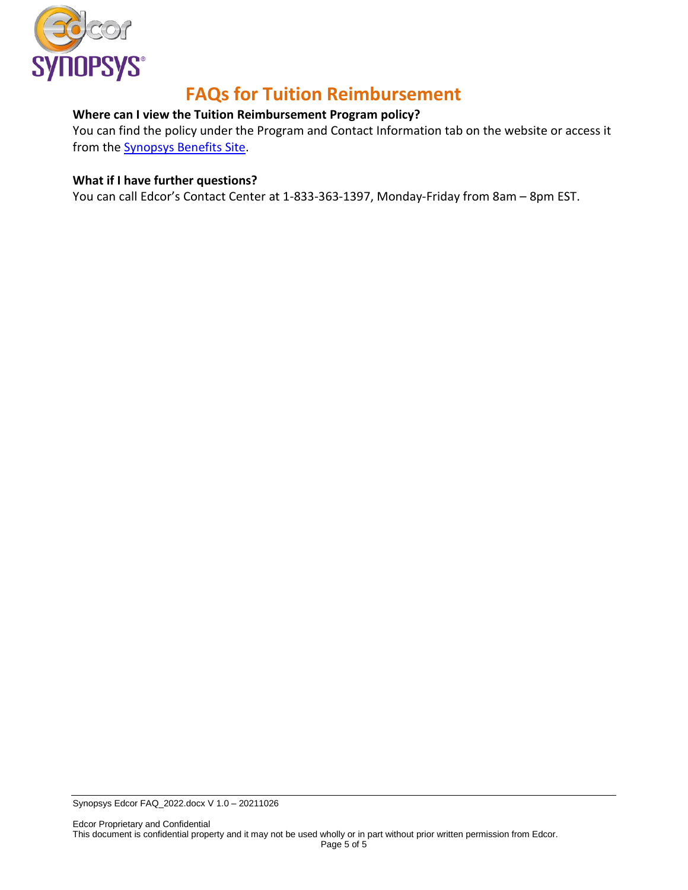# FAQs for Tuition Reimbursement

**Where can I view the Tuition Reimbursement Program policy?**

You can find the policy under the Program and Contact Information tab on the website or access it from the Synopsys Benefits Site.

**What if I have further questions?**

You can call Edcor's Contact Center at 1-833-363-1397, Monday-Friday from 8am – 8pm EST.